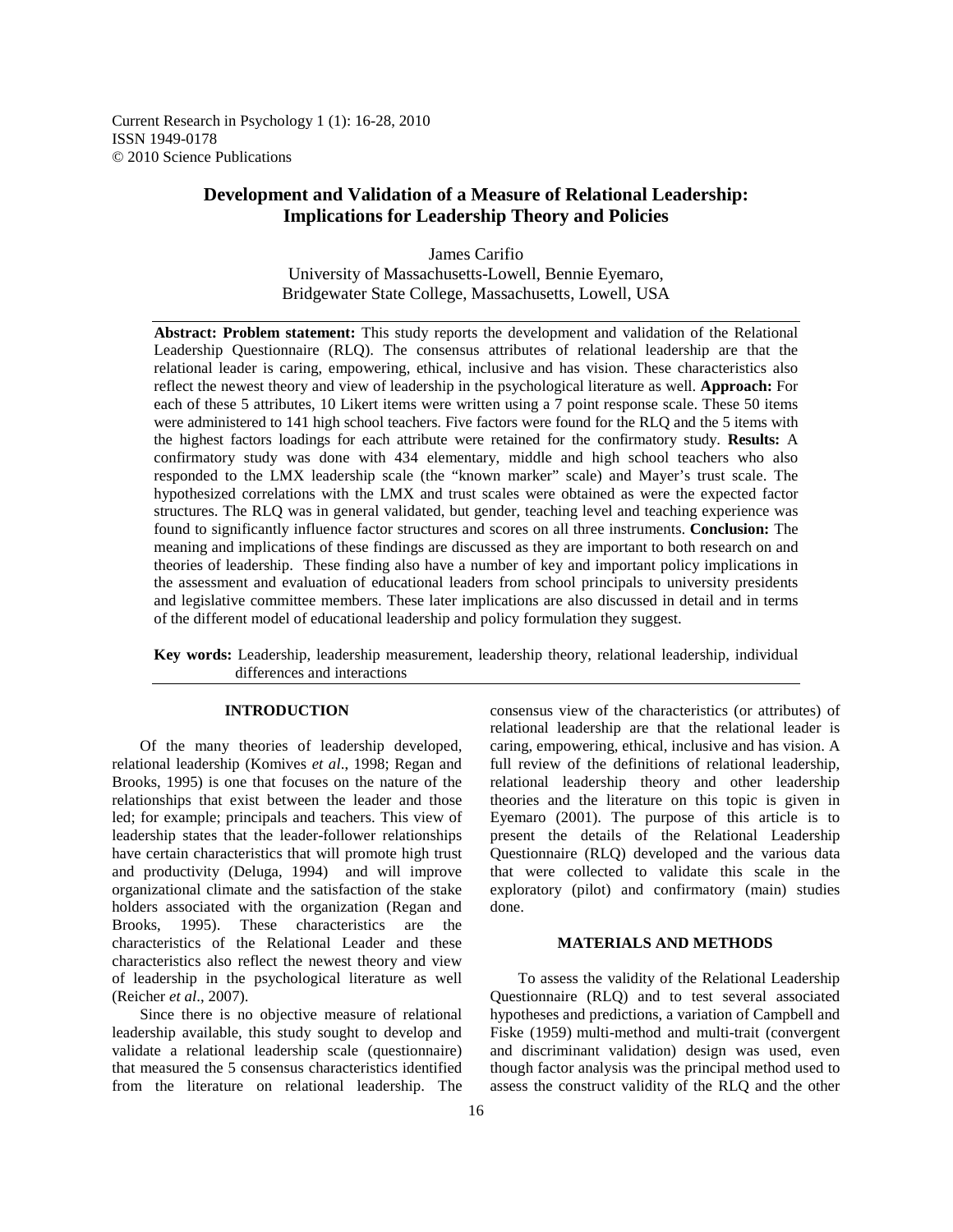Current Research in Psychology 1 (1): 16-28, 2010
ISSN 1949-0178
© 2010 Science Publications

# Development and Validation of a Measure of Relational Leadership: Implications for Leadership Theory and Policies

James Carifio
University of Massachusetts-Lowell, Bennie Eyemaro,
Bridgewater State College, Massachusetts, Lowell, USA

**Abstract: Problem statement:** This study reports the development and validation of the Relational Leadership Questionnaire (RLQ). The consensus attributes of relational leadership are that the relational leader is caring, empowering, ethical, inclusive and has vision. These characteristics also reflect the newest theory and view of leadership in the psychological literature as well. **Approach:** For each of these 5 attributes, 10 Likert items were written using a 7 point response scale. These 50 items were administered to 141 high school teachers. Five factors were found for the RLQ and the 5 items with the highest factors loadings for each attribute were retained for the confirmatory study. **Results:** A confirmatory study was done with 434 elementary, middle and high school teachers who also responded to the LMX leadership scale (the "known marker" scale) and Mayer's trust scale. The hypothesized correlations with the LMX and trust scales were obtained as were the expected factor structures. The RLQ was in general validated, but gender, teaching level and teaching experience was found to significantly influence factor structures and scores on all three instruments. **Conclusion:** The meaning and implications of these findings are discussed as they are important to both research on and theories of leadership. These finding also have a number of key and important policy implications in the assessment and evaluation of educational leaders from school principals to university presidents and legislative committee members. These later implications are also discussed in detail and in terms of the different model of educational leadership and policy formulation they suggest.

**Key words:** Leadership, leadership measurement, leadership theory, relational leadership, individual differences and interactions

## INTRODUCTION

Of the many theories of leadership developed, relational leadership (Komives *et al*., 1998; Regan and Brooks, 1995) is one that focuses on the nature of the relationships that exist between the leader and those led; for example; principals and teachers. This view of leadership states that the leader-follower relationships have certain characteristics that will promote high trust and productivity (Deluga, 1994) and will improve organizational climate and the satisfaction of the stake holders associated with the organization (Regan and Brooks, 1995). These characteristics are the characteristics of the Relational Leader and these characteristics also reflect the newest theory and view of leadership in the psychological literature as well (Reicher *et al*., 2007).

Since there is no objective measure of relational leadership available, this study sought to develop and validate a relational leadership scale (questionnaire) that measured the 5 consensus characteristics identified from the literature on relational leadership. The consensus view of the characteristics (or attributes) of relational leadership are that the relational leader is caring, empowering, ethical, inclusive and has vision. A full review of the definitions of relational leadership, relational leadership theory and other leadership theories and the literature on this topic is given in Eyemaro (2001). The purpose of this article is to present the details of the Relational Leadership Questionnaire (RLQ) developed and the various data that were collected to validate this scale in the exploratory (pilot) and confirmatory (main) studies done.

## MATERIALS AND METHODS

To assess the validity of the Relational Leadership Questionnaire (RLQ) and to test several associated hypotheses and predictions, a variation of Campbell and Fiske (1959) multi-method and multi-trait (convergent and discriminant validation) design was used, even though factor analysis was the principal method used to assess the construct validity of the RLQ and the other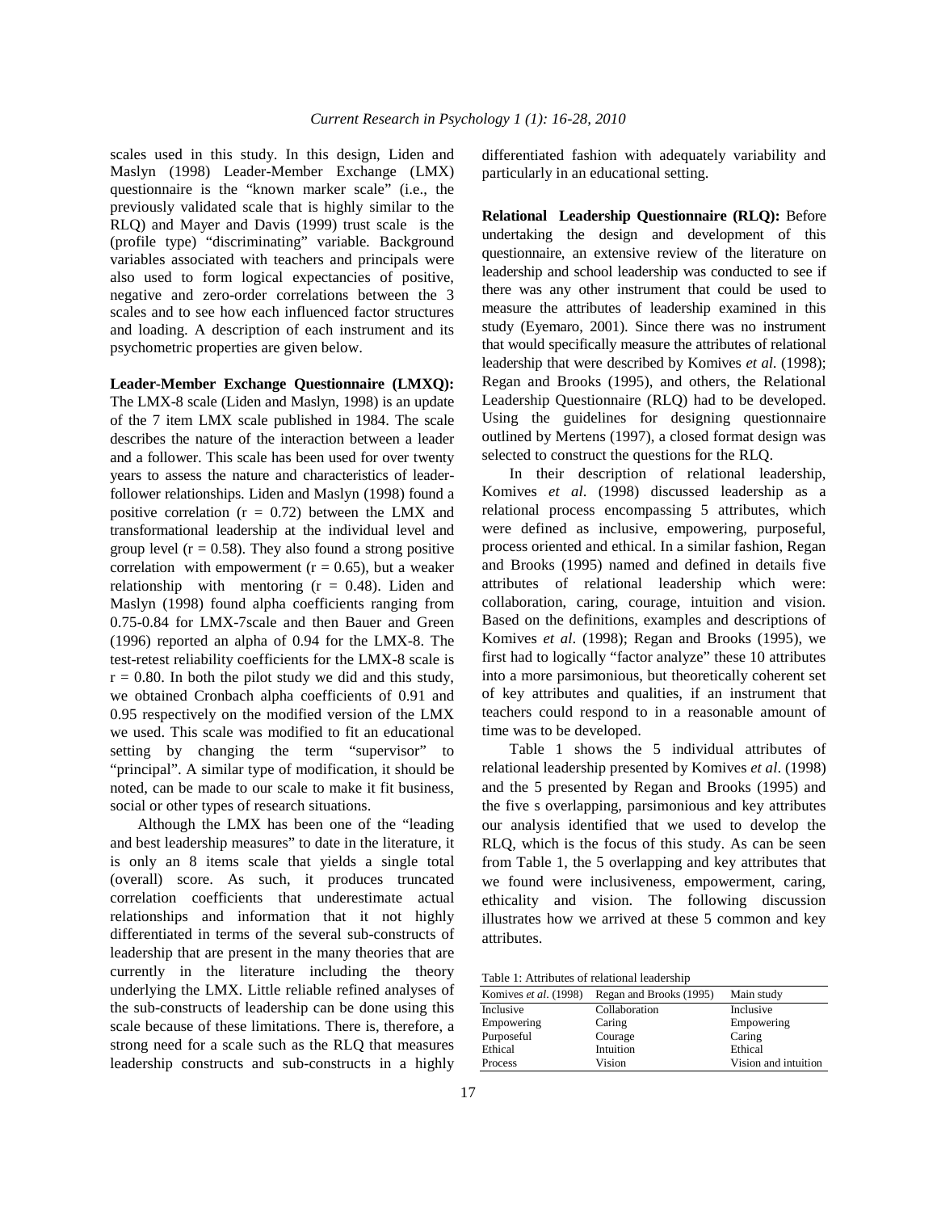scales used in this study. In this design, Liden and Maslyn (1998) Leader-Member Exchange (LMX) questionnaire is the "known marker scale" (i.e., the previously validated scale that is highly similar to the RLQ) and Mayer and Davis (1999) trust scale is the (profile type) "discriminating" variable. Background variables associated with teachers and principals were also used to form logical expectancies of positive, negative and zero-order correlations between the 3 scales and to see how each influenced factor structures and loading. A description of each instrument and its psychometric properties are given below.

**Leader-Member Exchange Questionnaire (LMXQ):** The LMX-8 scale (Liden and Maslyn, 1998) is an update of the 7 item LMX scale published in 1984. The scale describes the nature of the interaction between a leader and a follower. This scale has been used for over twenty years to assess the nature and characteristics of leader-follower relationships. Liden and Maslyn (1998) found a positive correlation ($r = 0.72$) between the LMX and transformational leadership at the individual level and group level ($r = 0.58$). They also found a strong positive correlation with empowerment ($r = 0.65$), but a weaker relationship with mentoring ($r = 0.48$). Liden and Maslyn (1998) found alpha coefficients ranging from 0.75-0.84 for LMX-7scale and then Bauer and Green (1996) reported an alpha of 0.94 for the LMX-8. The test-retest reliability coefficients for the LMX-8 scale is $r = 0.80$. In both the pilot study we did and this study, we obtained Cronbach alpha coefficients of 0.91 and 0.95 respectively on the modified version of the LMX we used. This scale was modified to fit an educational setting by changing the term "supervisor" to "principal". A similar type of modification, it should be noted, can be made to our scale to make it fit business, social or other types of research situations.

Although the LMX has been one of the "leading and best leadership measures" to date in the literature, it is only an 8 items scale that yields a single total (overall) score. As such, it produces truncated correlation coefficients that underestimate actual relationships and information that it not highly differentiated in terms of the several sub-constructs of leadership that are present in the many theories that are currently in the literature including the theory underlying the LMX. Little reliable refined analyses of the sub-constructs of leadership can be done using this scale because of these limitations. There is, therefore, a strong need for a scale such as the RLQ that measures leadership constructs and sub-constructs in a highly differentiated fashion with adequately variability and particularly in an educational setting.

**Relational Leadership Questionnaire (RLQ):** Before undertaking the design and development of this questionnaire, an extensive review of the literature on leadership and school leadership was conducted to see if there was any other instrument that could be used to measure the attributes of leadership examined in this study (Eyemaro, 2001). Since there was no instrument that would specifically measure the attributes of relational leadership that were described by Komives *et al*. (1998); Regan and Brooks (1995), and others, the Relational Leadership Questionnaire (RLQ) had to be developed. Using the guidelines for designing questionnaire outlined by Mertens (1997), a closed format design was selected to construct the questions for the RLQ.

In their description of relational leadership, Komives *et al*. (1998) discussed leadership as a relational process encompassing 5 attributes, which were defined as inclusive, empowering, purposeful, process oriented and ethical. In a similar fashion, Regan and Brooks (1995) named and defined in details five attributes of relational leadership which were: collaboration, caring, courage, intuition and vision. Based on the definitions, examples and descriptions of Komives *et al*. (1998); Regan and Brooks (1995), we first had to logically "factor analyze" these 10 attributes into a more parsimonious, but theoretically coherent set of key attributes and qualities, if an instrument that teachers could respond to in a reasonable amount of time was to be developed.

Table 1 shows the 5 individual attributes of relational leadership presented by Komives *et al*. (1998) and the 5 presented by Regan and Brooks (1995) and the five s overlapping, parsimonious and key attributes our analysis identified that we used to develop the RLQ, which is the focus of this study. As can be seen from Table 1, the 5 overlapping and key attributes that we found were inclusiveness, empowerment, caring, ethicality and vision. The following discussion illustrates how we arrived at these 5 common and key attributes.

Table 1: Attributes of relational leadership

| Komives *et al*. (1998) | Regan and Brooks (1995) | Main study |
|---|---|---|
| Inclusive | Collaboration | Inclusive |
| Empowering | Caring | Empowering |
| Purposeful | Courage | Caring |
| Ethical | Intuition | Ethical |
| Process | Vision | Vision and intuition |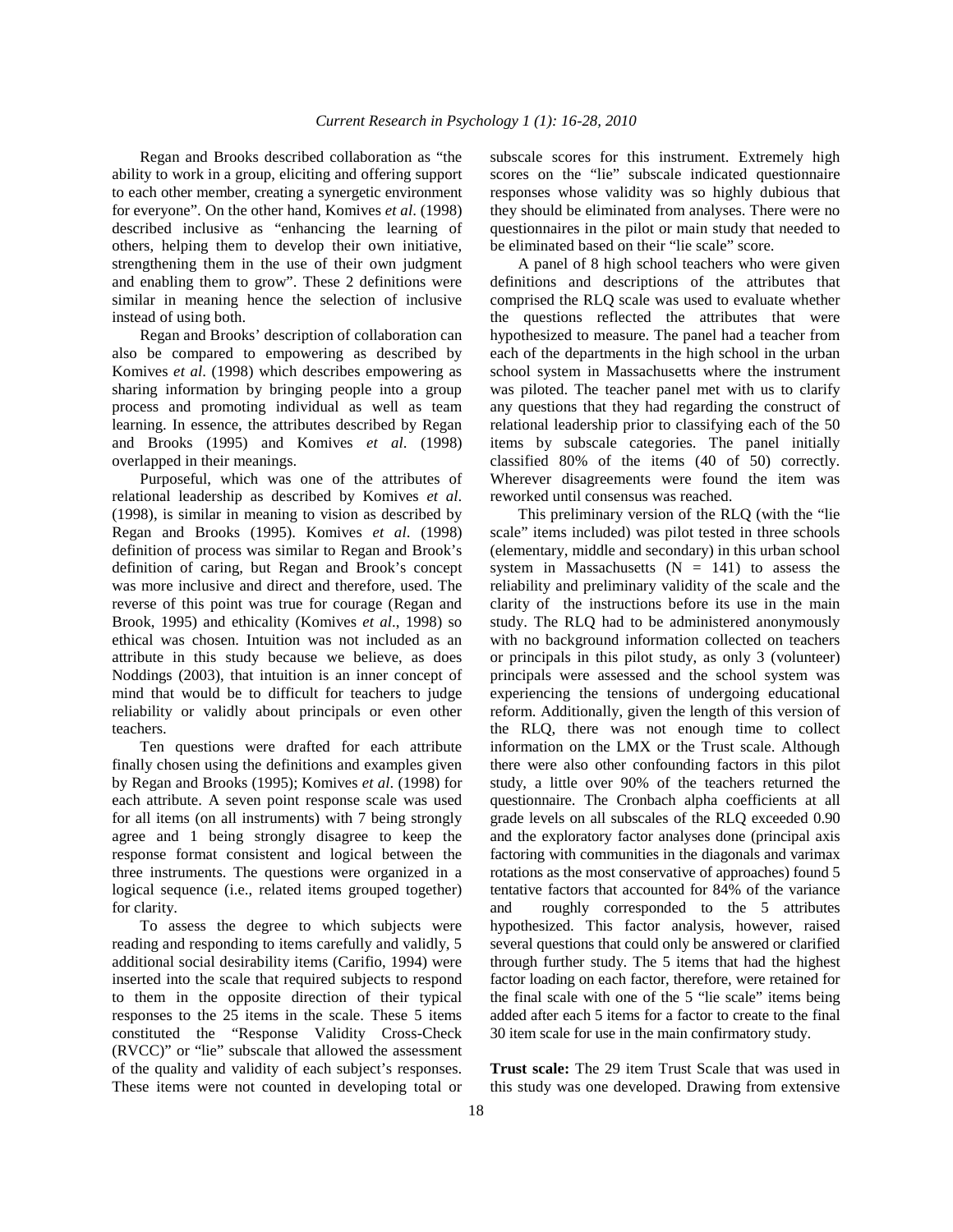Regan and Brooks described collaboration as "the ability to work in a group, eliciting and offering support to each other member, creating a synergetic environment for everyone". On the other hand, Komives *et al*. (1998) described inclusive as "enhancing the learning of others, helping them to develop their own initiative, strengthening them in the use of their own judgment and enabling them to grow". These 2 definitions were similar in meaning hence the selection of inclusive instead of using both.

Regan and Brooks' description of collaboration can also be compared to empowering as described by Komives *et al*. (1998) which describes empowering as sharing information by bringing people into a group process and promoting individual as well as team learning. In essence, the attributes described by Regan and Brooks (1995) and Komives *et al*. (1998) overlapped in their meanings.

Purposeful, which was one of the attributes of relational leadership as described by Komives *et al*. (1998), is similar in meaning to vision as described by Regan and Brooks (1995). Komives *et al*. (1998) definition of process was similar to Regan and Brook's definition of caring, but Regan and Brook's concept was more inclusive and direct and therefore, used. The reverse of this point was true for courage (Regan and Brook, 1995) and ethicality (Komives *et al*., 1998) so ethical was chosen. Intuition was not included as an attribute in this study because we believe, as does Noddings (2003), that intuition is an inner concept of mind that would be to difficult for teachers to judge reliability or validly about principals or even other teachers.

Ten questions were drafted for each attribute finally chosen using the definitions and examples given by Regan and Brooks (1995); Komives *et al*. (1998) for each attribute. A seven point response scale was used for all items (on all instruments) with 7 being strongly agree and 1 being strongly disagree to keep the response format consistent and logical between the three instruments. The questions were organized in a logical sequence (i.e., related items grouped together) for clarity.

To assess the degree to which subjects were reading and responding to items carefully and validly, 5 additional social desirability items (Carifio, 1994) were inserted into the scale that required subjects to respond to them in the opposite direction of their typical responses to the 25 items in the scale. These 5 items constituted the "Response Validity Cross-Check (RVCC)" or "lie" subscale that allowed the assessment of the quality and validity of each subject's responses. These items were not counted in developing total or subscale scores for this instrument. Extremely high scores on the "lie" subscale indicated questionnaire responses whose validity was so highly dubious that they should be eliminated from analyses. There were no questionnaires in the pilot or main study that needed to be eliminated based on their "lie scale" score.

A panel of 8 high school teachers who were given definitions and descriptions of the attributes that comprised the RLQ scale was used to evaluate whether the questions reflected the attributes that were hypothesized to measure. The panel had a teacher from each of the departments in the high school in the urban school system in Massachusetts where the instrument was piloted. The teacher panel met with us to clarify any questions that they had regarding the construct of relational leadership prior to classifying each of the 50 items by subscale categories. The panel initially classified 80% of the items (40 of 50) correctly. Wherever disagreements were found the item was reworked until consensus was reached.

This preliminary version of the RLQ (with the "lie scale" items included) was pilot tested in three schools (elementary, middle and secondary) in this urban school system in Massachusetts (N = 141) to assess the reliability and preliminary validity of the scale and the clarity of the instructions before its use in the main study. The RLQ had to be administered anonymously with no background information collected on teachers or principals in this pilot study, as only 3 (volunteer) principals were assessed and the school system was experiencing the tensions of undergoing educational reform. Additionally, given the length of this version of the RLQ, there was not enough time to collect information on the LMX or the Trust scale. Although there were also other confounding factors in this pilot study, a little over 90% of the teachers returned the questionnaire. The Cronbach alpha coefficients at all grade levels on all subscales of the RLQ exceeded 0.90 and the exploratory factor analyses done (principal axis factoring with communities in the diagonals and varimax rotations as the most conservative of approaches) found 5 tentative factors that accounted for 84% of the variance and roughly corresponded to the 5 attributes hypothesized. This factor analysis, however, raised several questions that could only be answered or clarified through further study. The 5 items that had the highest factor loading on each factor, therefore, were retained for the final scale with one of the 5 "lie scale" items being added after each 5 items for a factor to create to the final 30 item scale for use in the main confirmatory study.

**Trust scale:** The 29 item Trust Scale that was used in this study was one developed. Drawing from extensive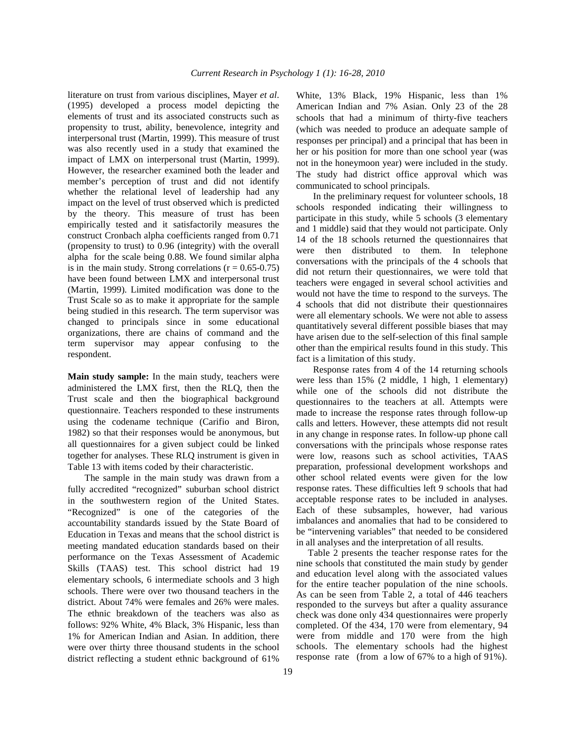literature on trust from various disciplines, Mayer *et al*. (1995) developed a process model depicting the elements of trust and its associated constructs such as propensity to trust, ability, benevolence, integrity and interpersonal trust (Martin, 1999). This measure of trust was also recently used in a study that examined the impact of LMX on interpersonal trust (Martin, 1999). However, the researcher examined both the leader and member's perception of trust and did not identify whether the relational level of leadership had any impact on the level of trust observed which is predicted by the theory. This measure of trust has been empirically tested and it satisfactorily measures the construct Cronbach alpha coefficients ranged from 0.71 (propensity to trust) to 0.96 (integrity) with the overall alpha for the scale being 0.88. We found similar alpha is in the main study. Strong correlations ($r = 0.65$-$0.75$) have been found between LMX and interpersonal trust (Martin, 1999). Limited modification was done to the Trust Scale so as to make it appropriate for the sample being studied in this research. The term supervisor was changed to principals since in some educational organizations, there are chains of command and the term supervisor may appear confusing to the respondent.

**Main study sample:** In the main study, teachers were administered the LMX first, then the RLQ, then the Trust scale and then the biographical background questionnaire. Teachers responded to these instruments using the codename technique (Carifio and Biron, 1982) so that their responses would be anonymous, but all questionnaires for a given subject could be linked together for analyses. These RLQ instrument is given in Table 13 with items coded by their characteristic.

The sample in the main study was drawn from a fully accredited "recognized" suburban school district in the southwestern region of the United States. "Recognized" is one of the categories of the accountability standards issued by the State Board of Education in Texas and means that the school district is meeting mandated education standards based on their performance on the Texas Assessment of Academic Skills (TAAS) test. This school district had 19 elementary schools, 6 intermediate schools and 3 high schools. There were over two thousand teachers in the district. About 74% were females and 26% were males. The ethnic breakdown of the teachers was also as follows: 92% White, 4% Black, 3% Hispanic, less than 1% for American Indian and Asian. In addition, there were over thirty three thousand students in the school district reflecting a student ethnic background of 61% White, 13% Black, 19% Hispanic, less than 1% American Indian and 7% Asian. Only 23 of the 28 schools that had a minimum of thirty-five teachers (which was needed to produce an adequate sample of responses per principal) and a principal that has been in her or his position for more than one school year (was not in the honeymoon year) were included in the study. The study had district office approval which was communicated to school principals.

In the preliminary request for volunteer schools, 18 schools responded indicating their willingness to participate in this study, while 5 schools (3 elementary and 1 middle) said that they would not participate. Only 14 of the 18 schools returned the questionnaires that were then distributed to them. In telephone conversations with the principals of the 4 schools that did not return their questionnaires, we were told that teachers were engaged in several school activities and would not have the time to respond to the surveys. The 4 schools that did not distribute their questionnaires were all elementary schools. We were not able to assess quantitatively several different possible biases that may have arisen due to the self-selection of this final sample other than the empirical results found in this study. This fact is a limitation of this study.

Response rates from 4 of the 14 returning schools were less than 15% (2 middle, 1 high, 1 elementary) while one of the schools did not distribute the questionnaires to the teachers at all. Attempts were made to increase the response rates through follow-up calls and letters. However, these attempts did not result in any change in response rates. In follow-up phone call conversations with the principals whose response rates were low, reasons such as school activities, TAAS preparation, professional development workshops and other school related events were given for the low response rates. These difficulties left 9 schools that had acceptable response rates to be included in analyses. Each of these subsamples, however, had various imbalances and anomalies that had to be considered to be "intervening variables" that needed to be considered in all analyses and the interpretation of all results.

Table 2 presents the teacher response rates for the nine schools that constituted the main study by gender and education level along with the associated values for the entire teacher population of the nine schools. As can be seen from Table 2, a total of 446 teachers responded to the surveys but after a quality assurance check was done only 434 questionnaires were properly completed. Of the 434, 170 were from elementary, 94 were from middle and 170 were from the high schools. The elementary schools had the highest response rate (from a low of 67% to a high of 91%).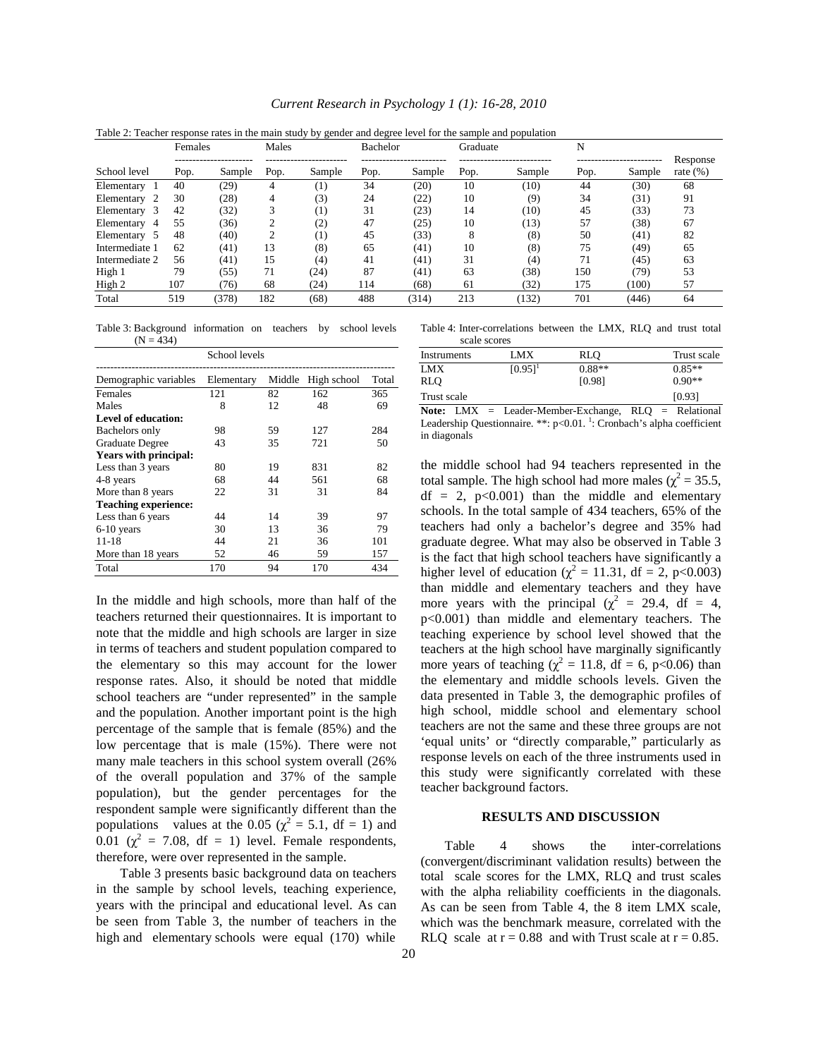Table 2: Teacher response rates in the main study by gender and degree level for the sample and population

| School level | Females | | Males | | Bachelor | | Graduate | | N | | Response rate (%) |
|---|---|---|---|---|---|---|---|---|---|---|---|
| | Pop. | Sample | Pop. | Sample | Pop. | Sample | Pop. | Sample | Pop. | Sample | |
| Elementary 1 | 40 | (29) | 4 | (1) | 34 | (20) | 10 | (10) | 44 | (30) | 68 |
| Elementary 2 | 30 | (28) | 4 | (3) | 24 | (22) | 10 | (9) | 34 | (31) | 91 |
| Elementary 3 | 42 | (32) | 3 | (1) | 31 | (23) | 14 | (10) | 45 | (33) | 73 |
| Elementary 4 | 55 | (36) | 2 | (2) | 47 | (25) | 10 | (13) | 57 | (38) | 67 |
| Elementary 5 | 48 | (40) | 2 | (1) | 45 | (33) | 8 | (8) | 50 | (41) | 82 |
| Intermediate 1 | 62 | (41) | 13 | (8) | 65 | (41) | 10 | (8) | 75 | (49) | 65 |
| Intermediate 2 | 56 | (41) | 15 | (4) | 41 | (41) | 31 | (4) | 71 | (45) | 63 |
| High 1 | 79 | (55) | 71 | (24) | 87 | (41) | 63 | (38) | 150 | (79) | 53 |
| High 2 | 107 | (76) | 68 | (24) | 114 | (68) | 61 | (32) | 175 | (100) | 57 |
| Total | 519 | (378) | 182 | (68) | 488 | (314) | 213 | (132) | 701 | (446) | 64 |

Table 3: Background information on teachers by school levels (N = 434)

| Demographic variables | Elementary | Middle | High school | Total |
|---|---|---|---|---|
| Females | 121 | 82 | 162 | 365 |
| Males | 8 | 12 | 48 | 69 |
| **Level of education:** | | | | |
| Bachelors only | 98 | 59 | 127 | 284 |
| Graduate Degree | 43 | 35 | 721 | 50 |
| **Years with principal:** | | | | |
| Less than 3 years | 80 | 19 | 831 | 82 |
| 4-8 years | 68 | 44 | 561 | 68 |
| More than 8 years | 22 | 31 | 31 | 84 |
| **Teaching experience:** | | | | |
| Less than 6 years | 44 | 14 | 39 | 97 |
| 6-10 years | 30 | 13 | 36 | 79 |
| 11-18 | 44 | 21 | 36 | 101 |
| More than 18 years | 52 | 46 | 59 | 157 |
| Total | 170 | 94 | 170 | 434 |

In the middle and high schools, more than half of the teachers returned their questionnaires. It is important to note that the middle and high schools are larger in size in terms of teachers and student population compared to the elementary so this may account for the lower response rates. Also, it should be noted that middle school teachers are "under represented" in the sample and the population. Another important point is the high percentage of the sample that is female (85%) and the low percentage that is male (15%). There were not many male teachers in this school system overall (26% of the overall population and 37% of the sample population), but the gender percentages for the respondent sample were significantly different than the populations values at the 0.05 ($\chi^2$ = 5.1, df = 1) and 0.01 ($\chi^2$ = 7.08, df = 1) level. Female respondents, therefore, were over represented in the sample.

Table 3 presents basic background data on teachers in the sample by school levels, teaching experience, years with the principal and educational level. As can be seen from Table 3, the number of teachers in the high and elementary schools were equal (170) while the middle school had 94 teachers represented in the total sample. The high school had more males ($\chi^2$ = 35.5, df = 2, p<0.001) than the middle and elementary schools. In the total sample of 434 teachers, 65% of the teachers had only a bachelor's degree and 35% had graduate degree. What may also be observed in Table 3 is the fact that high school teachers have significantly a higher level of education ($\chi^2$ = 11.31, df = 2, p<0.003) than middle and elementary teachers and they have more years with the principal ($\chi^2$ = 29.4, df = 4, p<0.001) than middle and elementary teachers. The teaching experience by school level showed that the teachers at the high school have marginally significantly more years of teaching ($\chi^2$ = 11.8, df = 6, p<0.06) than the elementary and middle schools levels. Given the data presented in Table 3, the demographic profiles of high school, middle school and elementary school teachers are not the same and these three groups are not 'equal units' or "directly comparable," particularly as response levels on each of the three instruments used in this study were significantly correlated with these teacher background factors.

Table 4: Inter-correlations between the LMX, RLQ and trust total scale scores

| Instruments | LMX | RLQ | Trust scale |
|---|---|---|---|
| LMX | [0.95][1] | 0.88** | 0.85** |
| RLQ | | [0.98] | 0.90** |
| Trust scale | | | [0.93] |

**Note:** LMX = Leader-Member-Exchange, RLQ = Relational Leadership Questionnaire. **: p<0.01. [1]: Cronbach's alpha coefficient in diagonals

## RESULTS AND DISCUSSION

Table 4 shows the inter-correlations (convergent/discriminant validation results) between the total scale scores for the LMX, RLQ and trust scales with the alpha reliability coefficients in the diagonals. As can be seen from Table 4, the 8 item LMX scale, which was the benchmark measure, correlated with the RLQ scale at r = 0.88 and with Trust scale at r = 0.85.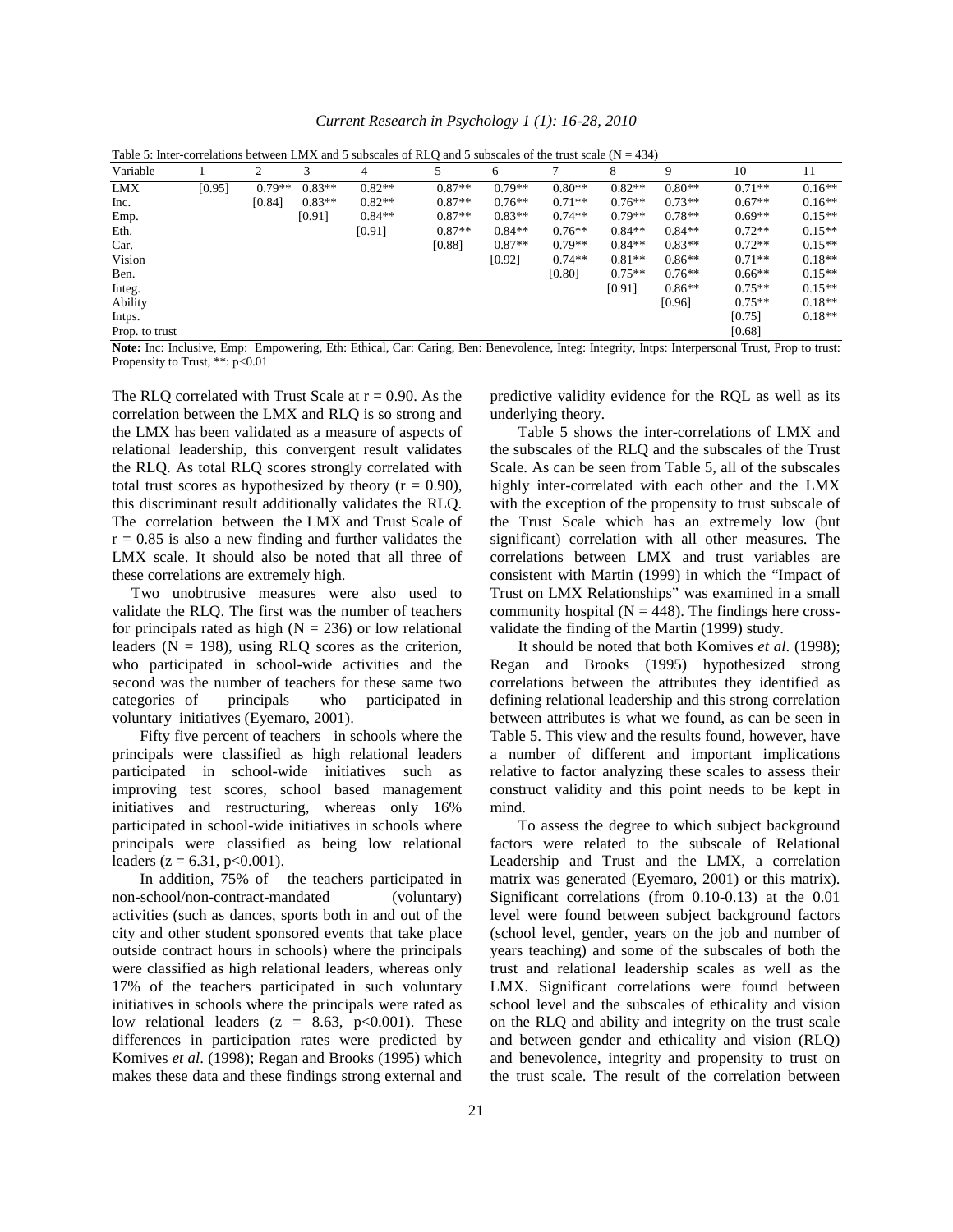Table 5: Inter-correlations between LMX and 5 subscales of RLQ and 5 subscales of the trust scale (N = 434)

| Variable | 1 | 2 | 3 | 4 | 5 | 6 | 7 | 8 | 9 | 10 | 11 |
|---|---|---|---|---|---|---|---|---|---|---|---|
| LMX | [0.95] | 0.79** | 0.83** | 0.82** | 0.87** | 0.79** | 0.80** | 0.82** | 0.80** | 0.71** | 0.16** |
| Inc. | | [0.84] | 0.83** | 0.82** | 0.87** | 0.76** | 0.71** | 0.76** | 0.73** | 0.67** | 0.16** |
| Emp. | | | [0.91] | 0.84** | 0.87** | 0.83** | 0.74** | 0.79** | 0.78** | 0.69** | 0.15** |
| Eth. | | | | [0.91] | 0.87** | 0.84** | 0.76** | 0.84** | 0.84** | 0.72** | 0.15** |
| Car. | | | | | [0.88] | 0.87** | 0.79** | 0.84** | 0.83** | 0.72** | 0.15** |
| Vision | | | | | | [0.92] | 0.74** | 0.81** | 0.86** | 0.71** | 0.18** |
| Ben. | | | | | | | [0.80] | 0.75** | 0.76** | 0.66** | 0.15** |
| Integ. | | | | | | | | [0.91] | 0.86** | 0.75** | 0.15** |
| Ability | | | | | | | | | [0.96] | 0.75** | 0.18** |
| Intps. | | | | | | | | | | [0.75] | 0.18** |
| Prop. to trust | | | | | | | | | | [0.68] | |

**Note:** Inc: Inclusive, Emp: Empowering, Eth: Ethical, Car: Caring, Ben: Benevolence, Integ: Integrity, Intps: Interpersonal Trust, Prop to trust: Propensity to Trust, **: p<0.01

The RLQ correlated with Trust Scale at r = 0.90. As the correlation between the LMX and RLQ is so strong and the LMX has been validated as a measure of aspects of relational leadership, this convergent result validates the RLQ. As total RLQ scores strongly correlated with total trust scores as hypothesized by theory (r = 0.90), this discriminant result additionally validates the RLQ. The correlation between the LMX and Trust Scale of r = 0.85 is also a new finding and further validates the LMX scale. It should also be noted that all three of these correlations are extremely high.

Two unobtrusive measures were also used to validate the RLQ. The first was the number of teachers for principals rated as high (N = 236) or low relational leaders (N = 198), using RLQ scores as the criterion, who participated in school-wide activities and the second was the number of teachers for these same two categories of principals who participated in voluntary initiatives (Eyemaro, 2001).

Fifty five percent of teachers in schools where the principals were classified as high relational leaders participated in school-wide initiatives such as improving test scores, school based management initiatives and restructuring, whereas only 16% participated in school-wide initiatives in schools where principals were classified as being low relational leaders (z = 6.31, p<0.001).

In addition, 75% of the teachers participated in non-school/non-contract-mandated (voluntary) activities (such as dances, sports both in and out of the city and other student sponsored events that take place outside contract hours in schools) where the principals were classified as high relational leaders, whereas only 17% of the teachers participated in such voluntary initiatives in schools where the principals were rated as low relational leaders (z = 8.63, p<0.001). These differences in participation rates were predicted by Komives *et al*. (1998); Regan and Brooks (1995) which makes these data and these findings strong external and predictive validity evidence for the RQL as well as its underlying theory.

Table 5 shows the inter-correlations of LMX and the subscales of the RLQ and the subscales of the Trust Scale. As can be seen from Table 5, all of the subscales highly inter-correlated with each other and the LMX with the exception of the propensity to trust subscale of the Trust Scale which has an extremely low (but significant) correlation with all other measures. The correlations between LMX and trust variables are consistent with Martin (1999) in which the "Impact of Trust on LMX Relationships" was examined in a small community hospital (N = 448). The findings here cross-validate the finding of the Martin (1999) study.

It should be noted that both Komives *et al*. (1998); Regan and Brooks (1995) hypothesized strong correlations between the attributes they identified as defining relational leadership and this strong correlation between attributes is what we found, as can be seen in Table 5. This view and the results found, however, have a number of different and important implications relative to factor analyzing these scales to assess their construct validity and this point needs to be kept in mind.

To assess the degree to which subject background factors were related to the subscale of Relational Leadership and Trust and the LMX, a correlation matrix was generated (Eyemaro, 2001) or this matrix). Significant correlations (from 0.10-0.13) at the 0.01 level were found between subject background factors (school level, gender, years on the job and number of years teaching) and some of the subscales of both the trust and relational leadership scales as well as the LMX. Significant correlations were found between school level and the subscales of ethicality and vision on the RLQ and ability and integrity on the trust scale and between gender and ethicality and vision (RLQ) and benevolence, integrity and propensity to trust on the trust scale. The result of the correlation between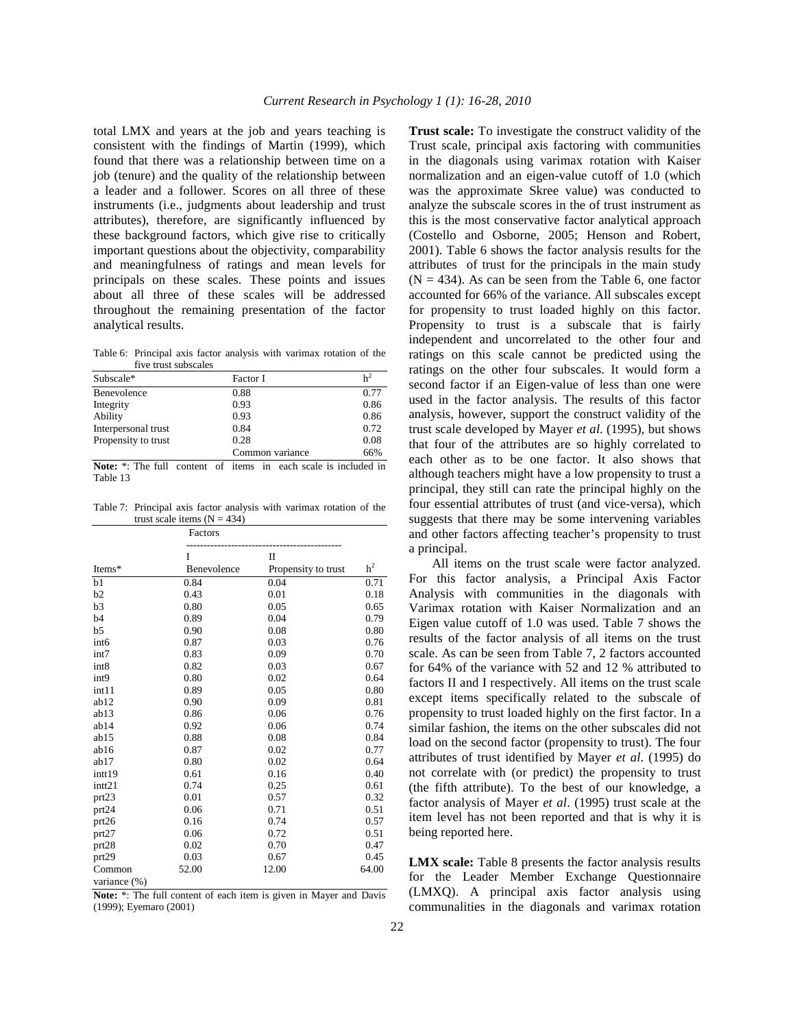total LMX and years at the job and years teaching is consistent with the findings of Martin (1999), which found that there was a relationship between time on a job (tenure) and the quality of the relationship between a leader and a follower. Scores on all three of these instruments (i.e., judgments about leadership and trust attributes), therefore, are significantly influenced by these background factors, which give rise to critically important questions about the objectivity, comparability and meaningfulness of ratings and mean levels for principals on these scales. These points and issues about all three of these scales will be addressed throughout the remaining presentation of the factor analytical results.

Table 6: Principal axis factor analysis with varimax rotation of the five trust subscales

| Subscale* | Factor I | $h^2$ |
|---|---|---|
| Benevolence | 0.88 | 0.77 |
| Integrity | 0.93 | 0.86 |
| Ability | 0.93 | 0.86 |
| Interpersonal trust | 0.84 | 0.72 |
| Propensity to trust | 0.28 | 0.08 |
| | Common variance | 66% |

**Note:** *: The full content of items in each scale is included in Table 13

Table 7: Principal axis factor analysis with varimax rotation of the trust scale items (N = 434)

| | Factors | | |
|---|---|---|---|
| | I | II | |
| Items* | Benevolence | Propensity to trust | $h^2$ |
| b1 | 0.84 | 0.04 | 0.71 |
| b2 | 0.43 | 0.01 | 0.18 |
| b3 | 0.80 | 0.05 | 0.65 |
| b4 | 0.89 | 0.04 | 0.79 |
| b5 | 0.90 | 0.08 | 0.80 |
| int6 | 0.87 | 0.03 | 0.76 |
| int7 | 0.83 | 0.09 | 0.70 |
| int8 | 0.82 | 0.03 | 0.67 |
| int9 | 0.80 | 0.02 | 0.64 |
| int11 | 0.89 | 0.05 | 0.80 |
| ab12 | 0.90 | 0.09 | 0.81 |
| ab13 | 0.86 | 0.06 | 0.76 |
| ab14 | 0.92 | 0.06 | 0.74 |
| ab15 | 0.88 | 0.08 | 0.84 |
| ab16 | 0.87 | 0.02 | 0.77 |
| ab17 | 0.80 | 0.02 | 0.64 |
| intt19 | 0.61 | 0.16 | 0.40 |
| intt21 | 0.74 | 0.25 | 0.61 |
| prt23 | 0.01 | 0.57 | 0.32 |
| prt24 | 0.06 | 0.71 | 0.51 |
| prt26 | 0.16 | 0.74 | 0.57 |
| prt27 | 0.06 | 0.72 | 0.51 |
| prt28 | 0.02 | 0.70 | 0.47 |
| prt29 | 0.03 | 0.67 | 0.45 |
| Common variance (%) | 52.00 | 12.00 | 64.00 |

**Note:** *: The full content of each item is given in Mayer and Davis (1999); Eyemaro (2001)

**Trust scale:** To investigate the construct validity of the Trust scale, principal axis factoring with communities in the diagonals using varimax rotation with Kaiser normalization and an eigen-value cutoff of 1.0 (which was the approximate Skree value) was conducted to analyze the subscale scores in the of trust instrument as this is the most conservative factor analytical approach (Costello and Osborne, 2005; Henson and Robert, 2001). Table 6 shows the factor analysis results for the attributes of trust for the principals in the main study (N = 434). As can be seen from the Table 6, one factor accounted for 66% of the variance. All subscales except for propensity to trust loaded highly on this factor. Propensity to trust is a subscale that is fairly independent and uncorrelated to the other four and ratings on this scale cannot be predicted using the ratings on the other four subscales. It would form a second factor if an Eigen-value of less than one were used in the factor analysis. The results of this factor analysis, however, support the construct validity of the trust scale developed by Mayer *et al.* (1995), but shows that four of the attributes are so highly correlated to each other as to be one factor. It also shows that although teachers might have a low propensity to trust a principal, they still can rate the principal highly on the four essential attributes of trust (and vice-versa), which suggests that there may be some intervening variables and other factors affecting teacher's propensity to trust a principal.

All items on the trust scale were factor analyzed. For this factor analysis, a Principal Axis Factor Analysis with communities in the diagonals with Varimax rotation with Kaiser Normalization and an Eigen value cutoff of 1.0 was used. Table 7 shows the results of the factor analysis of all items on the trust scale. As can be seen from Table 7, 2 factors accounted for 64% of the variance with 52 and 12 % attributed to factors II and I respectively. All items on the trust scale except items specifically related to the subscale of propensity to trust loaded highly on the first factor. In a similar fashion, the items on the other subscales did not load on the second factor (propensity to trust). The four attributes of trust identified by Mayer *et al*. (1995) do not correlate with (or predict) the propensity to trust (the fifth attribute). To the best of our knowledge, a factor analysis of Mayer *et al*. (1995) trust scale at the item level has not been reported and that is why it is being reported here.

**LMX scale:** Table 8 presents the factor analysis results for the Leader Member Exchange Questionnaire (LMXQ). A principal axis factor analysis using communalities in the diagonals and varimax rotation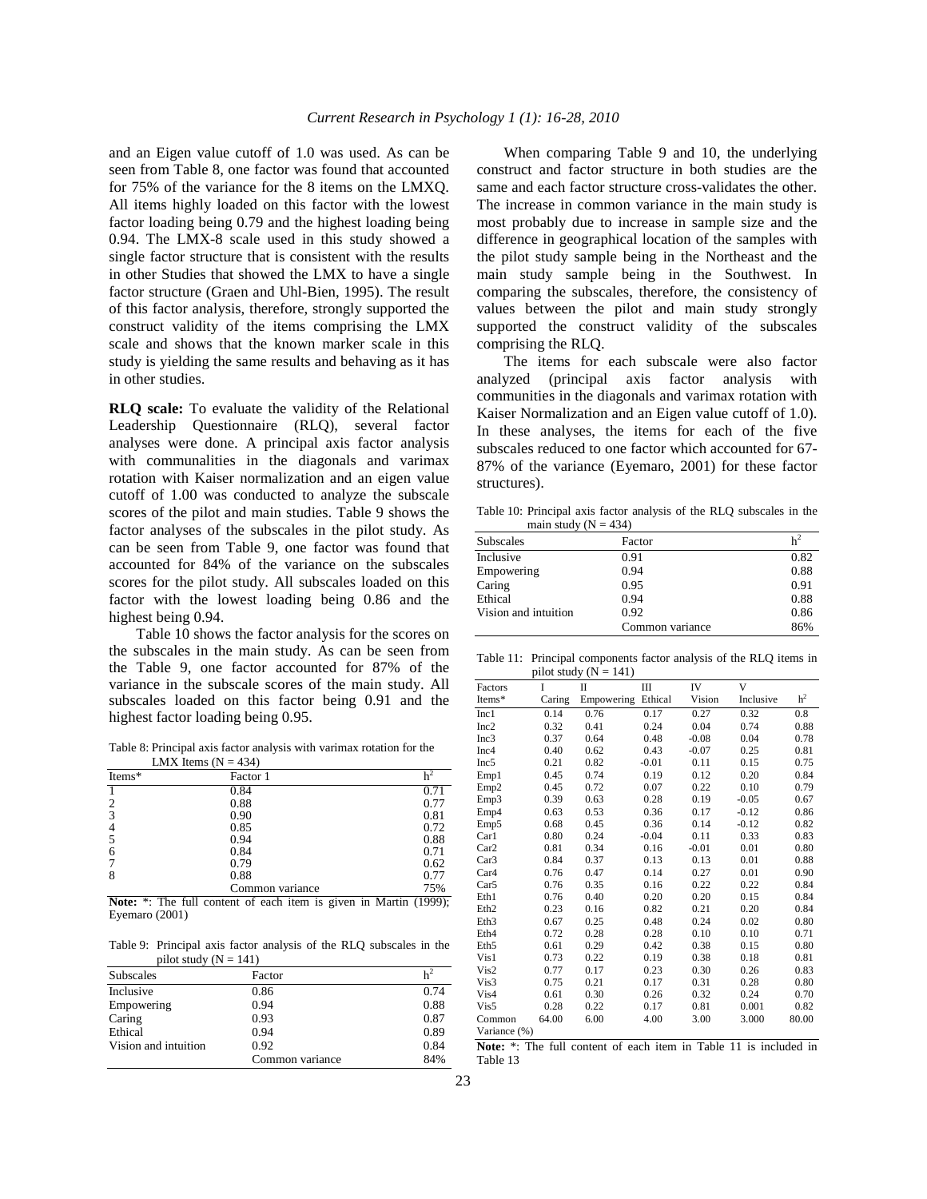and an Eigen value cutoff of 1.0 was used. As can be seen from Table 8, one factor was found that accounted for 75% of the variance for the 8 items on the LMXQ. All items highly loaded on this factor with the lowest factor loading being 0.79 and the highest loading being 0.94. The LMX-8 scale used in this study showed a single factor structure that is consistent with the results in other Studies that showed the LMX to have a single factor structure (Graen and Uhl-Bien, 1995). The result of this factor analysis, therefore, strongly supported the construct validity of the items comprising the LMX scale and shows that the known marker scale in this study is yielding the same results and behaving as it has in other studies.

**RLQ scale:** To evaluate the validity of the Relational Leadership Questionnaire (RLQ), several factor analyses were done. A principal axis factor analysis with communalities in the diagonals and varimax rotation with Kaiser normalization and an eigen value cutoff of 1.00 was conducted to analyze the subscale scores of the pilot and main studies. Table 9 shows the factor analyses of the subscales in the pilot study. As can be seen from Table 9, one factor was found that accounted for 84% of the variance on the subscales scores for the pilot study. All subscales loaded on this factor with the lowest loading being 0.86 and the highest being 0.94.

Table 10 shows the factor analysis for the scores on the subscales in the main study. As can be seen from the Table 9, one factor accounted for 87% of the variance in the subscale scores of the main study. All subscales loaded on this factor being 0.91 and the highest factor loading being 0.95.

Table 8: Principal axis factor analysis with varimax rotation for the LMX Items (N = 434)

| Items* | Factor 1 | $h^2$ |
|---|---|---|
| 1 | 0.84 | 0.71 |
| 2 | 0.88 | 0.77 |
| 3 | 0.90 | 0.81 |
| 4 | 0.85 | 0.72 |
| 5 | 0.94 | 0.88 |
| 6 | 0.84 | 0.71 |
| 7 | 0.79 | 0.62 |
| 8 | 0.88 | 0.77 |
| | Common variance | 75% |

**Note:** *: The full content of each item is given in Martin (1999); Eyemaro (2001)

Table 9: Principal axis factor analysis of the RLQ subscales in the pilot study (N = 141)

| Subscales | Factor | $h^2$ |
|---|---|---|
| Inclusive | 0.86 | 0.74 |
| Empowering | 0.94 | 0.88 |
| Caring | 0.93 | 0.87 |
| Ethical | 0.94 | 0.89 |
| Vision and intuition | 0.92 | 0.84 |
| | Common variance | 84% |

When comparing Table 9 and 10, the underlying construct and factor structure in both studies are the same and each factor structure cross-validates the other. The increase in common variance in the main study is most probably due to increase in sample size and the difference in geographical location of the samples with the pilot study sample being in the Northeast and the main study sample being in the Southwest. In comparing the subscales, therefore, the consistency of values between the pilot and main study strongly supported the construct validity of the subscales comprising the RLQ.

The items for each subscale were also factor analyzed (principal axis factor analysis with communities in the diagonals and varimax rotation with Kaiser Normalization and an Eigen value cutoff of 1.0). In these analyses, the items for each of the five subscales reduced to one factor which accounted for 67-87% of the variance (Eyemaro, 2001) for these factor structures).

Table 10: Principal axis factor analysis of the RLQ subscales in the main study (N = 434)

| Subscales | Factor | $h^2$ |
|---|---|---|
| Inclusive | 0.91 | 0.82 |
| Empowering | 0.94 | 0.88 |
| Caring | 0.95 | 0.91 |
| Ethical | 0.94 | 0.88 |
| Vision and intuition | 0.92 | 0.86 |
| | Common variance | 86% |

Table 11: Principal components factor analysis of the RLQ items in pilot study (N = 141)

| Factors | I | II | III | IV | V | |
|---|---|---|---|---|---|---|
| Items* | Caring | Empowering | Ethical | Vision | Inclusive | $h^2$ |
| Inc1 | 0.14 | 0.76 | 0.17 | 0.27 | 0.32 | 0.8 |
| Inc2 | 0.32 | 0.41 | 0.24 | 0.04 | 0.74 | 0.88 |
| Inc3 | 0.37 | 0.64 | 0.48 | -0.08 | 0.04 | 0.78 |
| Inc4 | 0.40 | 0.62 | 0.43 | -0.07 | 0.25 | 0.81 |
| Inc5 | 0.21 | 0.82 | -0.01 | 0.11 | 0.15 | 0.75 |
| Emp1 | 0.45 | 0.74 | 0.19 | 0.12 | 0.20 | 0.84 |
| Emp2 | 0.45 | 0.72 | 0.07 | 0.22 | 0.10 | 0.79 |
| Emp3 | 0.39 | 0.63 | 0.28 | 0.19 | -0.05 | 0.67 |
| Emp4 | 0.63 | 0.53 | 0.36 | 0.17 | -0.12 | 0.86 |
| Emp5 | 0.68 | 0.45 | 0.36 | 0.14 | -0.12 | 0.82 |
| Car1 | 0.80 | 0.24 | -0.04 | 0.11 | 0.33 | 0.83 |
| Car2 | 0.81 | 0.34 | 0.16 | -0.01 | 0.01 | 0.80 |
| Car3 | 0.84 | 0.37 | 0.13 | 0.13 | 0.01 | 0.88 |
| Car4 | 0.76 | 0.47 | 0.14 | 0.27 | 0.01 | 0.90 |
| Car5 | 0.76 | 0.35 | 0.16 | 0.22 | 0.22 | 0.84 |
| Eth1 | 0.76 | 0.40 | 0.20 | 0.20 | 0.15 | 0.84 |
| Eth2 | 0.23 | 0.16 | 0.82 | 0.21 | 0.20 | 0.84 |
| Eth3 | 0.67 | 0.25 | 0.48 | 0.24 | 0.02 | 0.80 |
| Eth4 | 0.72 | 0.28 | 0.28 | 0.10 | 0.10 | 0.71 |
| Eth5 | 0.61 | 0.29 | 0.42 | 0.38 | 0.15 | 0.80 |
| Vis1 | 0.73 | 0.22 | 0.19 | 0.38 | 0.18 | 0.81 |
| Vis2 | 0.77 | 0.17 | 0.23 | 0.30 | 0.26 | 0.83 |
| Vis3 | 0.75 | 0.21 | 0.17 | 0.31 | 0.28 | 0.80 |
| Vis4 | 0.61 | 0.30 | 0.26 | 0.32 | 0.24 | 0.70 |
| Vis5 | 0.28 | 0.22 | 0.17 | 0.81 | 0.001 | 0.82 |
| Common Variance (%) | 64.00 | 6.00 | 4.00 | 3.00 | 3.000 | 80.00 |

**Note:** *: The full content of each item in Table 11 is included in Table 13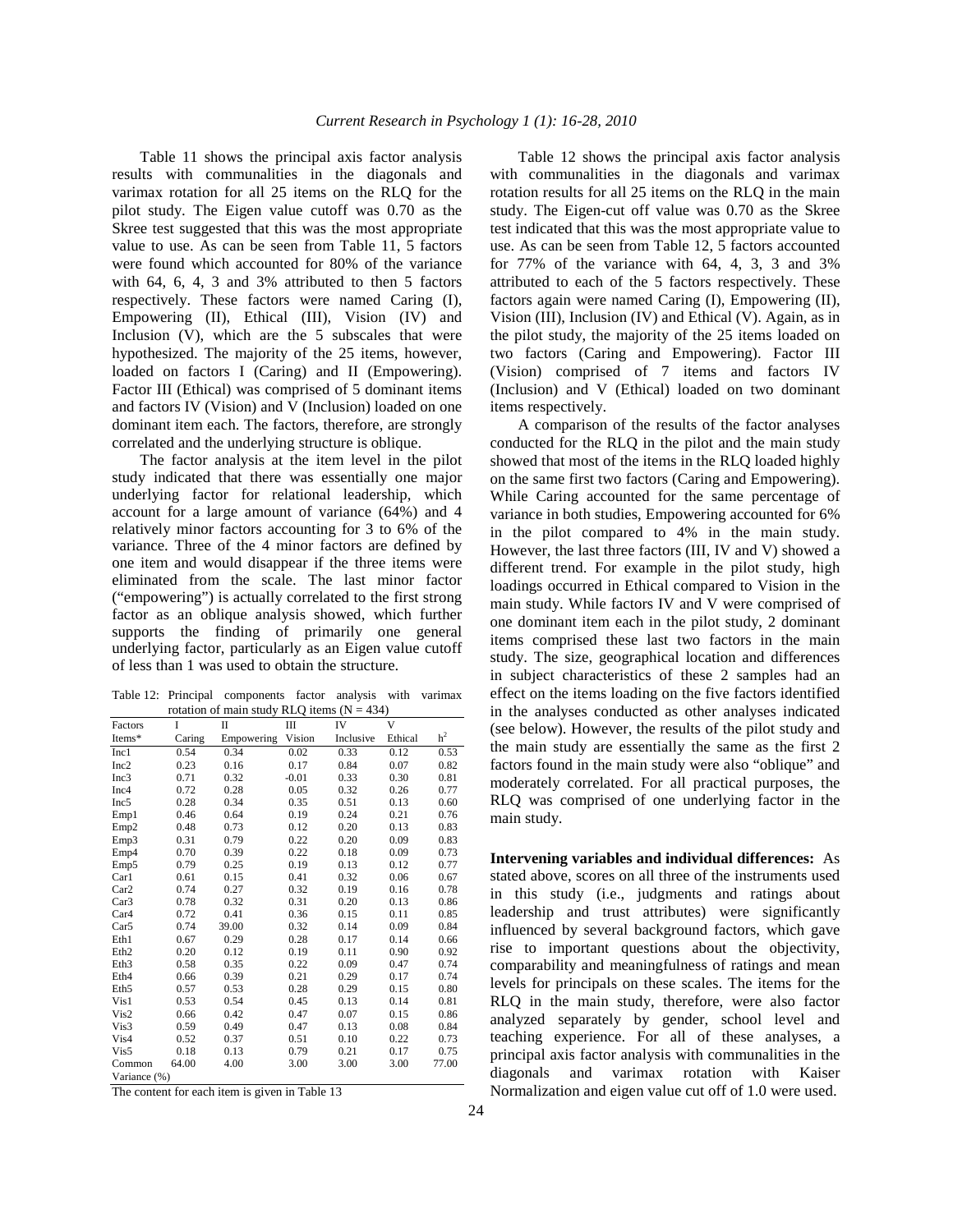Table 11 shows the principal axis factor analysis results with communalities in the diagonals and varimax rotation for all 25 items on the RLQ for the pilot study. The Eigen value cutoff was 0.70 as the Skree test suggested that this was the most appropriate value to use. As can be seen from Table 11, 5 factors were found which accounted for 80% of the variance with 64, 6, 4, 3 and 3% attributed to then 5 factors respectively. These factors were named Caring (I), Empowering (II), Ethical (III), Vision (IV) and Inclusion (V), which are the 5 subscales that were hypothesized. The majority of the 25 items, however, loaded on factors I (Caring) and II (Empowering). Factor III (Ethical) was comprised of 5 dominant items and factors IV (Vision) and V (Inclusion) loaded on one dominant item each. The factors, therefore, are strongly correlated and the underlying structure is oblique.

The factor analysis at the item level in the pilot study indicated that there was essentially one major underlying factor for relational leadership, which account for a large amount of variance (64%) and 4 relatively minor factors accounting for 3 to 6% of the variance. Three of the 4 minor factors are defined by one item and would disappear if the three items were eliminated from the scale. The last minor factor ("empowering") is actually correlated to the first strong factor as an oblique analysis showed, which further supports the finding of primarily one general underlying factor, particularly as an Eigen value cutoff of less than 1 was used to obtain the structure.

Table 12: Principal components factor analysis with varimax rotation of main study RLQ items (N = 434)

| Factors | I | II | III | IV | V | |
|---|---|---|---|---|---|---|
| Items* | Caring | Empowering | Vision | Inclusive | Ethical | $h^2$ |
| Inc1 | 0.54 | 0.34 | 0.02 | 0.33 | 0.12 | 0.53 |
| Inc2 | 0.23 | 0.16 | 0.17 | 0.84 | 0.07 | 0.82 |
| Inc3 | 0.71 | 0.32 | -0.01 | 0.33 | 0.30 | 0.81 |
| Inc4 | 0.72 | 0.28 | 0.05 | 0.32 | 0.26 | 0.77 |
| Inc5 | 0.28 | 0.34 | 0.35 | 0.51 | 0.13 | 0.60 |
| Emp1 | 0.46 | 0.64 | 0.19 | 0.24 | 0.21 | 0.76 |
| Emp2 | 0.48 | 0.73 | 0.12 | 0.20 | 0.13 | 0.83 |
| Emp3 | 0.31 | 0.79 | 0.22 | 0.20 | 0.09 | 0.83 |
| Emp4 | 0.70 | 0.39 | 0.22 | 0.18 | 0.09 | 0.73 |
| Emp5 | 0.79 | 0.25 | 0.19 | 0.13 | 0.12 | 0.77 |
| Car1 | 0.61 | 0.15 | 0.41 | 0.32 | 0.06 | 0.67 |
| Car2 | 0.74 | 0.27 | 0.32 | 0.19 | 0.16 | 0.78 |
| Car3 | 0.78 | 0.32 | 0.31 | 0.20 | 0.13 | 0.86 |
| Car4 | 0.72 | 0.41 | 0.36 | 0.15 | 0.11 | 0.85 |
| Car5 | 0.74 | 39.00 | 0.32 | 0.14 | 0.09 | 0.84 |
| Eth1 | 0.67 | 0.29 | 0.28 | 0.17 | 0.14 | 0.66 |
| Eth2 | 0.20 | 0.12 | 0.19 | 0.11 | 0.90 | 0.92 |
| Eth3 | 0.58 | 0.35 | 0.22 | 0.09 | 0.47 | 0.74 |
| Eth4 | 0.66 | 0.39 | 0.21 | 0.29 | 0.17 | 0.74 |
| Eth5 | 0.57 | 0.53 | 0.28 | 0.29 | 0.15 | 0.80 |
| Vis1 | 0.53 | 0.54 | 0.45 | 0.13 | 0.14 | 0.81 |
| Vis2 | 0.66 | 0.42 | 0.47 | 0.07 | 0.15 | 0.86 |
| Vis3 | 0.59 | 0.49 | 0.47 | 0.13 | 0.08 | 0.84 |
| Vis4 | 0.52 | 0.37 | 0.51 | 0.10 | 0.22 | 0.73 |
| Vis5 | 0.18 | 0.13 | 0.79 | 0.21 | 0.17 | 0.75 |
| Common Variance (%) | 64.00 | 4.00 | 3.00 | 3.00 | 3.00 | 77.00 |

The content for each item is given in Table 13

Table 12 shows the principal axis factor analysis with communalities in the diagonals and varimax rotation results for all 25 items on the RLQ in the main study. The Eigen-cut off value was 0.70 as the Skree test indicated that this was the most appropriate value to use. As can be seen from Table 12, 5 factors accounted for 77% of the variance with 64, 4, 3, 3 and 3% attributed to each of the 5 factors respectively. These factors again were named Caring (I), Empowering (II), Vision (III), Inclusion (IV) and Ethical (V). Again, as in the pilot study, the majority of the 25 items loaded on two factors (Caring and Empowering). Factor III (Vision) comprised of 7 items and factors IV (Inclusion) and V (Ethical) loaded on two dominant items respectively.

A comparison of the results of the factor analyses conducted for the RLQ in the pilot and the main study showed that most of the items in the RLQ loaded highly on the same first two factors (Caring and Empowering). While Caring accounted for the same percentage of variance in both studies, Empowering accounted for 6% in the pilot compared to 4% in the main study. However, the last three factors (III, IV and V) showed a different trend. For example in the pilot study, high loadings occurred in Ethical compared to Vision in the main study. While factors IV and V were comprised of one dominant item each in the pilot study, 2 dominant items comprised these last two factors in the main study. The size, geographical location and differences in subject characteristics of these 2 samples had an effect on the items loading on the five factors identified in the analyses conducted as other analyses indicated (see below). However, the results of the pilot study and the main study are essentially the same as the first 2 factors found in the main study were also "oblique" and moderately correlated. For all practical purposes, the RLQ was comprised of one underlying factor in the main study.

**Intervening variables and individual differences:** As stated above, scores on all three of the instruments used in this study (i.e., judgments and ratings about leadership and trust attributes) were significantly influenced by several background factors, which gave rise to important questions about the objectivity, comparability and meaningfulness of ratings and mean levels for principals on these scales. The items for the RLQ in the main study, therefore, were also factor analyzed separately by gender, school level and teaching experience. For all of these analyses, a principal axis factor analysis with communalities in the diagonals and varimax rotation with Kaiser Normalization and eigen value cut off of 1.0 were used.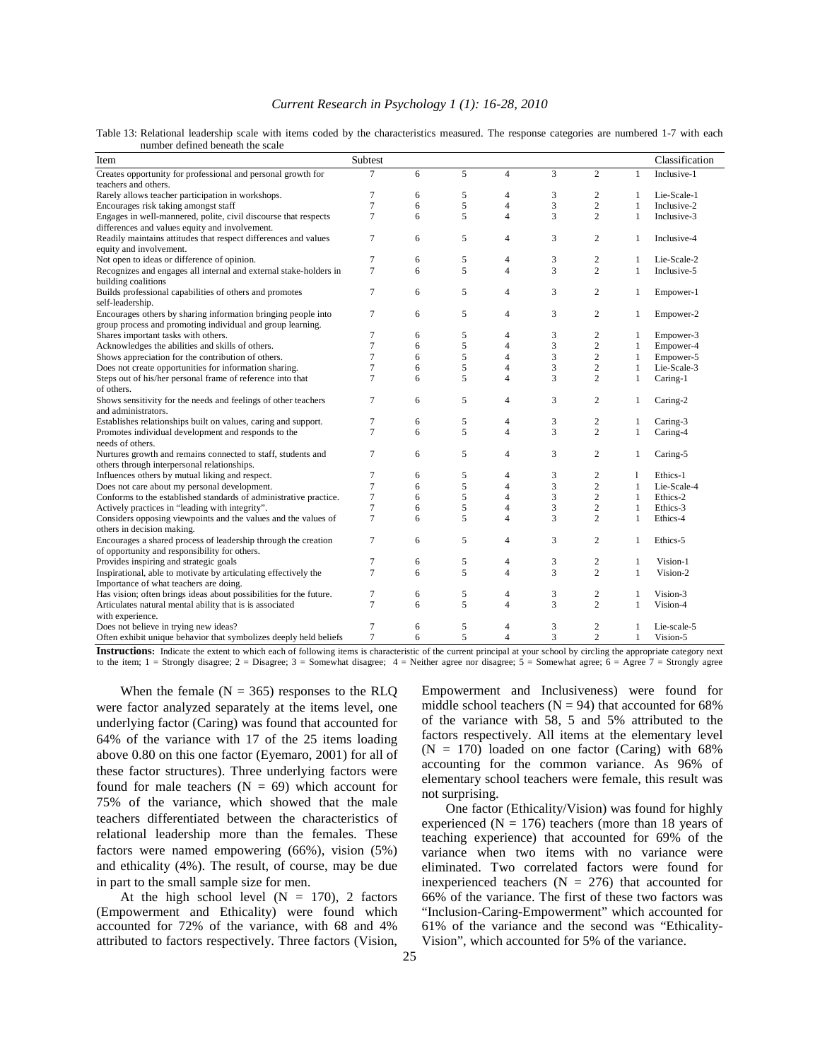Table 13: Relational leadership scale with items coded by the characteristics measured. The response categories are numbered 1-7 with each number defined beneath the scale

| Item | Subtest | | | | | | | Classification |
|---|---|---|---|---|---|---|---|---|
| Creates opportunity for professional and personal growth for teachers and others. | 7 | 6 | 5 | 4 | 3 | 2 | 1 | Inclusive-1 |
| Rarely allows teacher participation in workshops. | 7 | 6 | 5 | 4 | 3 | 2 | 1 | Lie-Scale-1 |
| Encourages risk taking amongst staff | 7 | 6 | 5 | 4 | 3 | 2 | 1 | Inclusive-2 |
| Engages in well-mannered, polite, civil discourse that respects differences and values equity and involvement. | 7 | 6 | 5 | 4 | 3 | 2 | 1 | Inclusive-3 |
| Readily maintains attitudes that respect differences and values equity and involvement. | 7 | 6 | 5 | 4 | 3 | 2 | 1 | Inclusive-4 |
| Not open to ideas or difference of opinion. | 7 | 6 | 5 | 4 | 3 | 2 | 1 | Lie-Scale-2 |
| Recognizes and engages all internal and external stake-holders in building coalitions | 7 | 6 | 5 | 4 | 3 | 2 | 1 | Inclusive-5 |
| Builds professional capabilities of others and promotes self-leadership. | 7 | 6 | 5 | 4 | 3 | 2 | 1 | Empower-1 |
| Encourages others by sharing information bringing people into group process and promoting individual and group learning. | 7 | 6 | 5 | 4 | 3 | 2 | 1 | Empower-2 |
| Shares important tasks with others. | 7 | 6 | 5 | 4 | 3 | 2 | 1 | Empower-3 |
| Acknowledges the abilities and skills of others. | 7 | 6 | 5 | 4 | 3 | 2 | 1 | Empower-4 |
| Shows appreciation for the contribution of others. | 7 | 6 | 5 | 4 | 3 | 2 | 1 | Empower-5 |
| Does not create opportunities for information sharing. | 7 | 6 | 5 | 4 | 3 | 2 | 1 | Lie-Scale-3 |
| Steps out of his/her personal frame of reference into that of others. | 7 | 6 | 5 | 4 | 3 | 2 | 1 | Caring-1 |
| Shows sensitivity for the needs and feelings of other teachers and administrators. | 7 | 6 | 5 | 4 | 3 | 2 | 1 | Caring-2 |
| Establishes relationships built on values, caring and support. | 7 | 6 | 5 | 4 | 3 | 2 | 1 | Caring-3 |
| Promotes individual development and responds to the needs of others. | 7 | 6 | 5 | 4 | 3 | 2 | 1 | Caring-4 |
| Nurtures growth and remains connected to staff, students and others through interpersonal relationships. | 7 | 6 | 5 | 4 | 3 | 2 | 1 | Caring-5 |
| Influences others by mutual liking and respect. | 7 | 6 | 5 | 4 | 3 | 2 | l | Ethics-1 |
| Does not care about my personal development. | 7 | 6 | 5 | 4 | 3 | 2 | 1 | Lie-Scale-4 |
| Conforms to the established standards of administrative practice. | 7 | 6 | 5 | 4 | 3 | 2 | 1 | Ethics-2 |
| Actively practices in "leading with integrity". | 7 | 6 | 5 | 4 | 3 | 2 | 1 | Ethics-3 |
| Considers opposing viewpoints and the values and the values of others in decision making. | 7 | 6 | 5 | 4 | 3 | 2 | 1 | Ethics-4 |
| Encourages a shared process of leadership through the creation of opportunity and responsibility for others. | 7 | 6 | 5 | 4 | 3 | 2 | 1 | Ethics-5 |
| Provides inspiring and strategic goals | 7 | 6 | 5 | 4 | 3 | 2 | 1 | Vision-1 |
| Inspirational, able to motivate by articulating effectively the Importance of what teachers are doing. | 7 | 6 | 5 | 4 | 3 | 2 | 1 | Vision-2 |
| Has vision; often brings ideas about possibilities for the future. | 7 | 6 | 5 | 4 | 3 | 2 | 1 | Vision-3 |
| Articulates natural mental ability that is is associated with experience. | 7 | 6 | 5 | 4 | 3 | 2 | 1 | Vision-4 |
| Does not believe in trying new ideas? | 7 | 6 | 5 | 4 | 3 | 2 | 1 | Lie-scale-5 |
| Often exhibit unique behavior that symbolizes deeply held beliefs | 7 | 6 | 5 | 4 | 3 | 2 | 1 | Vision-5 |

**Instructions:** Indicate the extent to which each of following items is characteristic of the current principal at your school by circling the appropriate category next to the item; 1 = Strongly disagree; 2 = Disagree; 3 = Somewhat disagree; 4 = Neither agree nor disagree; 5 = Somewhat agree; 6 = Agree 7 = Strongly agree

When the female (N = 365) responses to the RLQ were factor analyzed separately at the items level, one underlying factor (Caring) was found that accounted for 64% of the variance with 17 of the 25 items loading above 0.80 on this one factor (Eyemaro, 2001) for all of these factor structures). Three underlying factors were found for male teachers (N = 69) which account for 75% of the variance, which showed that the male teachers differentiated between the characteristics of relational leadership more than the females. These factors were named empowering (66%), vision (5%) and ethicality (4%). The result, of course, may be due in part to the small sample size for men.

At the high school level (N = 170), 2 factors (Empowerment and Ethicality) were found which accounted for 72% of the variance, with 68 and 4% attributed to factors respectively. Three factors (Vision, Empowerment and Inclusiveness) were found for middle school teachers (N = 94) that accounted for 68% of the variance with 58, 5 and 5% attributed to the factors respectively. All items at the elementary level (N = 170) loaded on one factor (Caring) with 68% accounting for the common variance. As 96% of elementary school teachers were female, this result was not surprising.

One factor (Ethicality/Vision) was found for highly experienced (N = 176) teachers (more than 18 years of teaching experience) that accounted for 69% of the variance when two items with no variance were eliminated. Two correlated factors were found for inexperienced teachers (N = 276) that accounted for 66% of the variance. The first of these two factors was "Inclusion-Caring-Empowerment" which accounted for 61% of the variance and the second was "Ethicality-Vision", which accounted for 5% of the variance.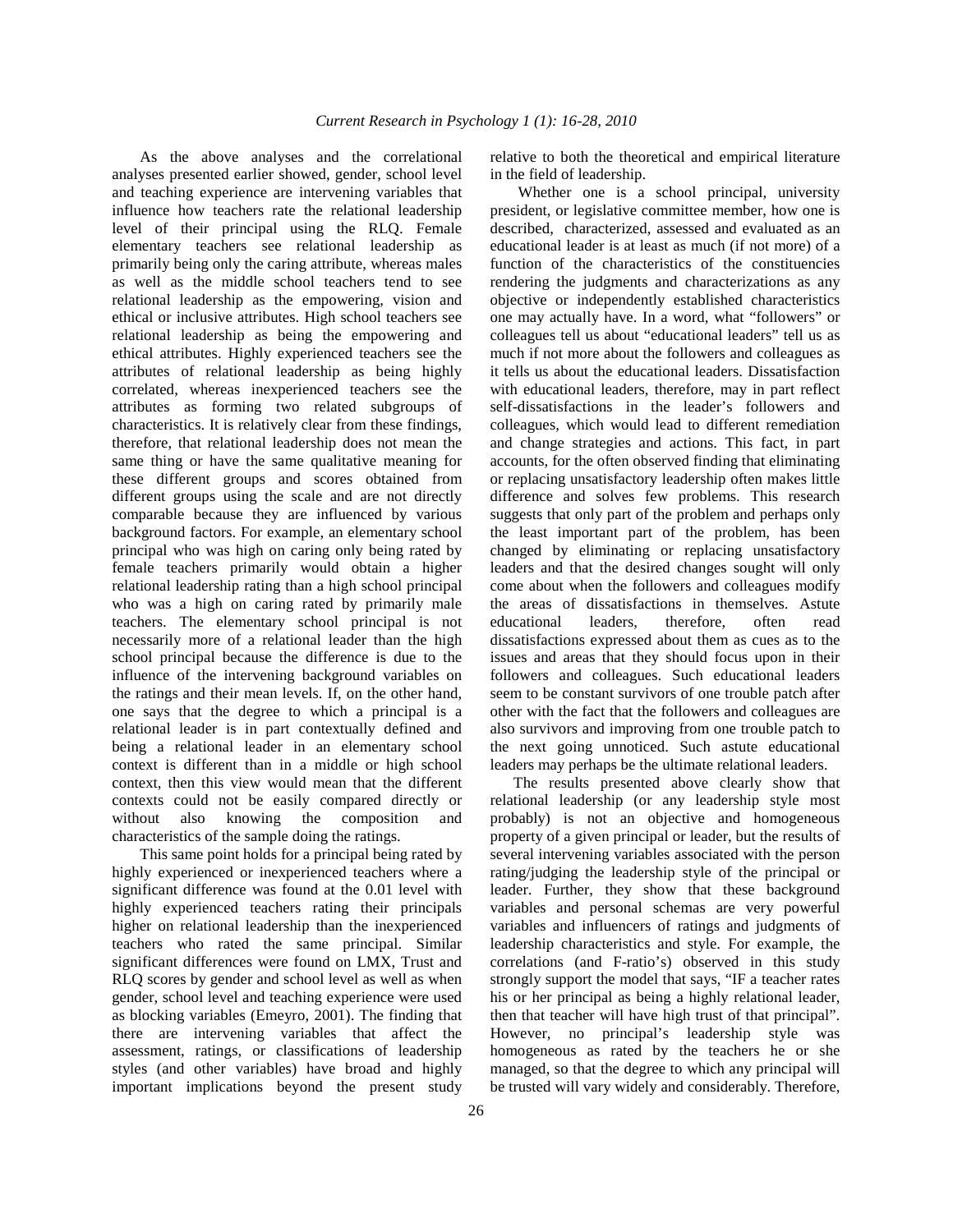As the above analyses and the correlational analyses presented earlier showed, gender, school level and teaching experience are intervening variables that influence how teachers rate the relational leadership level of their principal using the RLQ. Female elementary teachers see relational leadership as primarily being only the caring attribute, whereas males as well as the middle school teachers tend to see relational leadership as the empowering, vision and ethical or inclusive attributes. High school teachers see relational leadership as being the empowering and ethical attributes. Highly experienced teachers see the attributes of relational leadership as being highly correlated, whereas inexperienced teachers see the attributes as forming two related subgroups of characteristics. It is relatively clear from these findings, therefore, that relational leadership does not mean the same thing or have the same qualitative meaning for these different groups and scores obtained from different groups using the scale and are not directly comparable because they are influenced by various background factors. For example, an elementary school principal who was high on caring only being rated by female teachers primarily would obtain a higher relational leadership rating than a high school principal who was a high on caring rated by primarily male teachers. The elementary school principal is not necessarily more of a relational leader than the high school principal because the difference is due to the influence of the intervening background variables on the ratings and their mean levels. If, on the other hand, one says that the degree to which a principal is a relational leader is in part contextually defined and being a relational leader in an elementary school context is different than in a middle or high school context, then this view would mean that the different contexts could not be easily compared directly or without also knowing the composition and characteristics of the sample doing the ratings.

This same point holds for a principal being rated by highly experienced or inexperienced teachers where a significant difference was found at the 0.01 level with highly experienced teachers rating their principals higher on relational leadership than the inexperienced teachers who rated the same principal. Similar significant differences were found on LMX, Trust and RLQ scores by gender and school level as well as when gender, school level and teaching experience were used as blocking variables (Emeyro, 2001). The finding that there are intervening variables that affect the assessment, ratings, or classifications of leadership styles (and other variables) have broad and highly important implications beyond the present study relative to both the theoretical and empirical literature in the field of leadership.

Whether one is a school principal, university president, or legislative committee member, how one is described, characterized, assessed and evaluated as an educational leader is at least as much (if not more) of a function of the characteristics of the constituencies rendering the judgments and characterizations as any objective or independently established characteristics one may actually have. In a word, what "followers" or colleagues tell us about "educational leaders" tell us as much if not more about the followers and colleagues as it tells us about the educational leaders. Dissatisfaction with educational leaders, therefore, may in part reflect self-dissatisfactions in the leader's followers and colleagues, which would lead to different remediation and change strategies and actions. This fact, in part accounts, for the often observed finding that eliminating or replacing unsatisfactory leadership often makes little difference and solves few problems. This research suggests that only part of the problem and perhaps only the least important part of the problem, has been changed by eliminating or replacing unsatisfactory leaders and that the desired changes sought will only come about when the followers and colleagues modify the areas of dissatisfactions in themselves. Astute educational leaders, therefore, often read dissatisfactions expressed about them as cues as to the issues and areas that they should focus upon in their followers and colleagues. Such educational leaders seem to be constant survivors of one trouble patch after other with the fact that the followers and colleagues are also survivors and improving from one trouble patch to the next going unnoticed. Such astute educational leaders may perhaps be the ultimate relational leaders.

The results presented above clearly show that relational leadership (or any leadership style most probably) is not an objective and homogeneous property of a given principal or leader, but the results of several intervening variables associated with the person rating/judging the leadership style of the principal or leader. Further, they show that these background variables and personal schemas are very powerful variables and influencers of ratings and judgments of leadership characteristics and style. For example, the correlations (and F-ratio's) observed in this study strongly support the model that says, "IF a teacher rates his or her principal as being a highly relational leader, then that teacher will have high trust of that principal". However, no principal's leadership style was homogeneous as rated by the teachers he or she managed, so that the degree to which any principal will be trusted will vary widely and considerably. Therefore,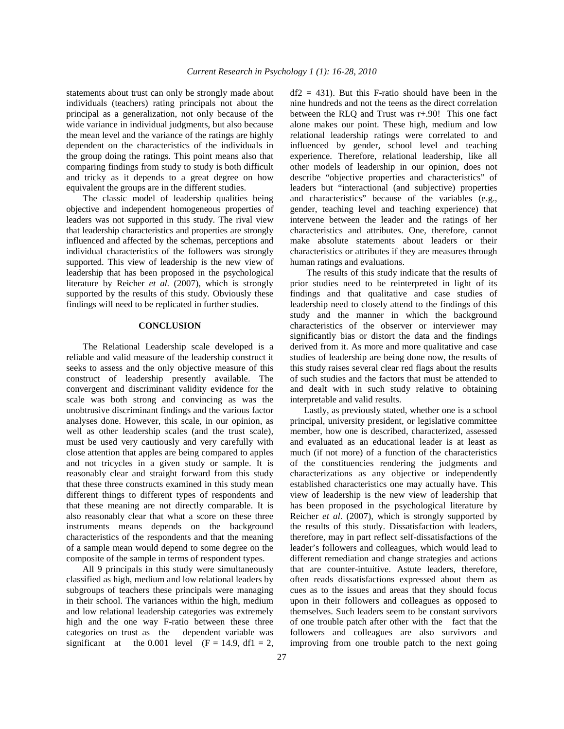statements about trust can only be strongly made about individuals (teachers) rating principals not about the principal as a generalization, not only because of the wide variance in individual judgments, but also because the mean level and the variance of the ratings are highly dependent on the characteristics of the individuals in the group doing the ratings. This point means also that comparing findings from study to study is both difficult and tricky as it depends to a great degree on how equivalent the groups are in the different studies.

The classic model of leadership qualities being objective and independent homogeneous properties of leaders was not supported in this study. The rival view that leadership characteristics and properties are strongly influenced and affected by the schemas, perceptions and individual characteristics of the followers was strongly supported. This view of leadership is the new view of leadership that has been proposed in the psychological literature by Reicher *et al*. (2007), which is strongly supported by the results of this study. Obviously these findings will need to be replicated in further studies.

## CONCLUSION

The Relational Leadership scale developed is a reliable and valid measure of the leadership construct it seeks to assess and the only objective measure of this construct of leadership presently available. The convergent and discriminant validity evidence for the scale was both strong and convincing as was the unobtrusive discriminant findings and the various factor analyses done. However, this scale, in our opinion, as well as other leadership scales (and the trust scale), must be used very cautiously and very carefully with close attention that apples are being compared to apples and not tricycles in a given study or sample. It is reasonably clear and straight forward from this study that these three constructs examined in this study mean different things to different types of respondents and that these meaning are not directly comparable. It is also reasonably clear that what a score on these three instruments means depends on the background characteristics of the respondents and that the meaning of a sample mean would depend to some degree on the composite of the sample in terms of respondent types.

All 9 principals in this study were simultaneously classified as high, medium and low relational leaders by subgroups of teachers these principals were managing in their school. The variances within the high, medium and low relational leadership categories was extremely high and the one way F-ratio between these three categories on trust as the dependent variable was significant at the 0.001 level ($F = 14.9$, $df1 = 2$, $df2 = 431$). But this F-ratio should have been in the nine hundreds and not the teens as the direct correlation between the RLQ and Trust was r+.90! This one fact alone makes our point. These high, medium and low relational leadership ratings were correlated to and influenced by gender, school level and teaching experience. Therefore, relational leadership, like all other models of leadership in our opinion, does not describe "objective properties and characteristics" of leaders but "interactional (and subjective) properties and characteristics" because of the variables (e.g., gender, teaching level and teaching experience) that intervene between the leader and the ratings of her characteristics and attributes. One, therefore, cannot make absolute statements about leaders or their characteristics or attributes if they are measures through human ratings and evaluations.

The results of this study indicate that the results of prior studies need to be reinterpreted in light of its findings and that qualitative and case studies of leadership need to closely attend to the findings of this study and the manner in which the background characteristics of the observer or interviewer may significantly bias or distort the data and the findings derived from it. As more and more qualitative and case studies of leadership are being done now, the results of this study raises several clear red flags about the results of such studies and the factors that must be attended to and dealt with in such study relative to obtaining interpretable and valid results.

Lastly, as previously stated, whether one is a school principal, university president, or legislative committee member, how one is described, characterized, assessed and evaluated as an educational leader is at least as much (if not more) of a function of the characteristics of the constituencies rendering the judgments and characterizations as any objective or independently established characteristics one may actually have. This view of leadership is the new view of leadership that has been proposed in the psychological literature by Reicher *et al*. (2007), which is strongly supported by the results of this study. Dissatisfaction with leaders, therefore, may in part reflect self-dissatisfactions of the leader's followers and colleagues, which would lead to different remediation and change strategies and actions that are counter-intuitive. Astute leaders, therefore, often reads dissatisfactions expressed about them as cues as to the issues and areas that they should focus upon in their followers and colleagues as opposed to themselves. Such leaders seem to be constant survivors of one trouble patch after other with the fact that the followers and colleagues are also survivors and improving from one trouble patch to the next going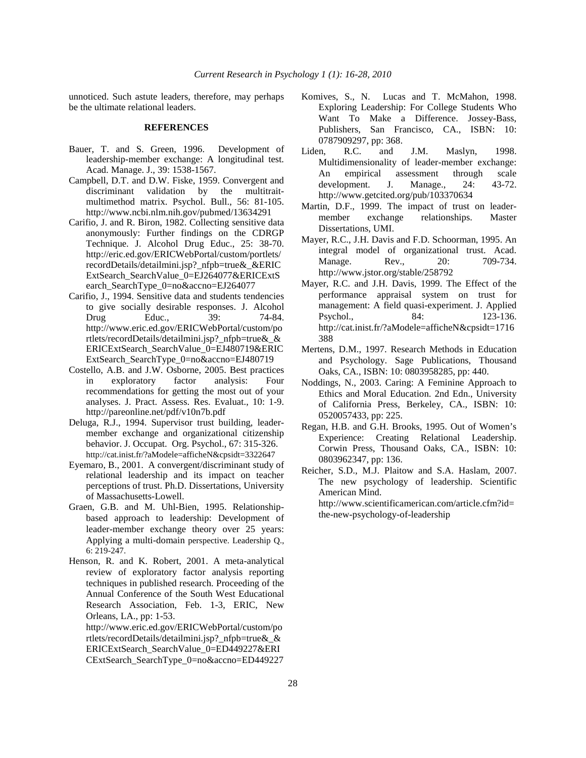unnoticed. Such astute leaders, therefore, may perhaps be the ultimate relational leaders.

## REFERENCES

Bauer, T. and S. Green, 1996. Development of leadership-member exchange: A longitudinal test. Acad. Manage. J., 39: 1538-1567.

Campbell, D.T. and D.W. Fiske, 1959. Convergent and discriminant validation by the multitrait-multimethod matrix. Psychol. Bull., 56: 81-105. http://www.ncbi.nlm.nih.gov/pubmed/13634291

Carifio, J. and R. Biron, 1982. Collecting sensitive data anonymously: Further findings on the CDRGP Technique. J. Alcohol Drug Educ., 25: 38-70. http://eric.ed.gov/ERICWebPortal/custom/portlets/recordDetails/detailmini.jsp?_nfpb=true&_&ERICExtSearch_SearchValue_0=EJ264077&ERICExtSearch_SearchType_0=no&accno=EJ264077

Carifio, J., 1994. Sensitive data and students tendencies to give socially desirable responses. J. Alcohol Drug Educ., 39: 74-84. http://www.eric.ed.gov/ERICWebPortal/custom/portlets/recordDetails/detailmini.jsp?_nfpb=true&_&ERICExtSearch_SearchValue_0=EJ480719&ERICExtSearch_SearchType_0=no&accno=EJ480719

Costello, A.B. and J.W. Osborne, 2005. Best practices in exploratory factor analysis: Four recommendations for getting the most out of your analyses. J. Pract. Assess. Res. Evaluat., 10: 1-9. http://pareonline.net/pdf/v10n7b.pdf

Deluga, R.J., 1994. Supervisor trust building, leader-member exchange and organizational citizenship behavior. J. Occupat. Org. Psychol., 67: 315-326. http://cat.inist.fr/?aModele=afficheN&cpsidt=3322647

Eyemaro, B., 2001. A convergent/discriminant study of relational leadership and its impact on teacher perceptions of trust. Ph.D. Dissertations, University of Massachusetts-Lowell.

Graen, G.B. and M. Uhl-Bien, 1995. Relationship-based approach to leadership: Development of leader-member exchange theory over 25 years: Applying a multi-domain perspective. Leadership Q., 6: 219-247.

Henson, R. and K. Robert, 2001. A meta-analytical review of exploratory factor analysis reporting techniques in published research. Proceeding of the Annual Conference of the South West Educational Research Association, Feb. 1-3, ERIC, New Orleans, LA., pp: 1-53. http://www.eric.ed.gov/ERICWebPortal/custom/portlets/recordDetails/detailmini.jsp?_nfpb=true&_&ERICExtSearch_SearchValue_0=ED449227&ERICExtSearch_SearchType_0=no&accno=ED449227

Komives, S., N. Lucas and T. McMahon, 1998. Exploring Leadership: For College Students Who Want To Make a Difference. Jossey-Bass, Publishers, San Francisco, CA., ISBN: 10: 0787909297, pp: 368.

Liden, R.C. and J.M. Maslyn, 1998. Multidimensionality of leader-member exchange: An empirical assessment through scale development. J. Manage., 24: 43-72. http://www.getcited.org/pub/103370634

Martin, D.F., 1999. The impact of trust on leader-member exchange relationships. Master Dissertations, UMI.

Mayer, R.C., J.H. Davis and F.D. Schoorman, 1995. An integral model of organizational trust. Acad. Manage. Rev., 20: 709-734. http://www.jstor.org/stable/258792

Mayer, R.C. and J.H. Davis, 1999. The Effect of the performance appraisal system on trust for management: A field quasi-experiment. J. Applied Psychol., 84: 123-136. http://cat.inist.fr/?aModele=afficheN&cpsidt=1716388

Mertens, D.M., 1997. Research Methods in Education and Psychology. Sage Publications, Thousand Oaks, CA., ISBN: 10: 0803958285, pp: 440.

Noddings, N., 2003. Caring: A Feminine Approach to Ethics and Moral Education. 2nd Edn., University of California Press, Berkeley, CA., ISBN: 10: 0520057433, pp: 225.

Regan, H.B. and G.H. Brooks, 1995. Out of Women's Experience: Creating Relational Leadership. Corwin Press, Thousand Oaks, CA., ISBN: 10: 0803962347, pp: 136.

Reicher, S.D., M.J. Plaitow and S.A. Haslam, 2007. The new psychology of leadership. Scientific American Mind. http://www.scientificamerican.com/article.cfm?id=the-new-psychology-of-leadership